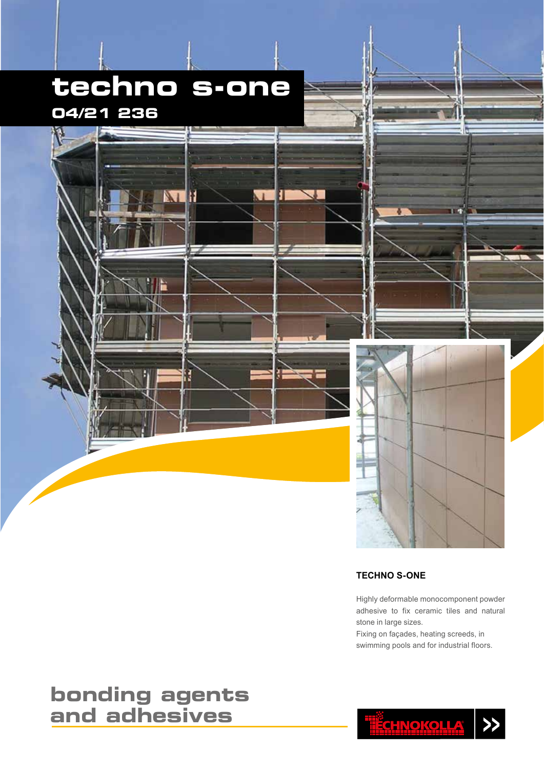# techno s-one

## 04/21 236

**TECHNO S-ONE**

Highly deformable monocomponent powder adhesive to fix ceramic tiles and natural stone in large sizes.
Fixing on façades, heating screeds, in swimming pools and for industrial floors.

## bonding agents and adhesives

TECHNOKOLLA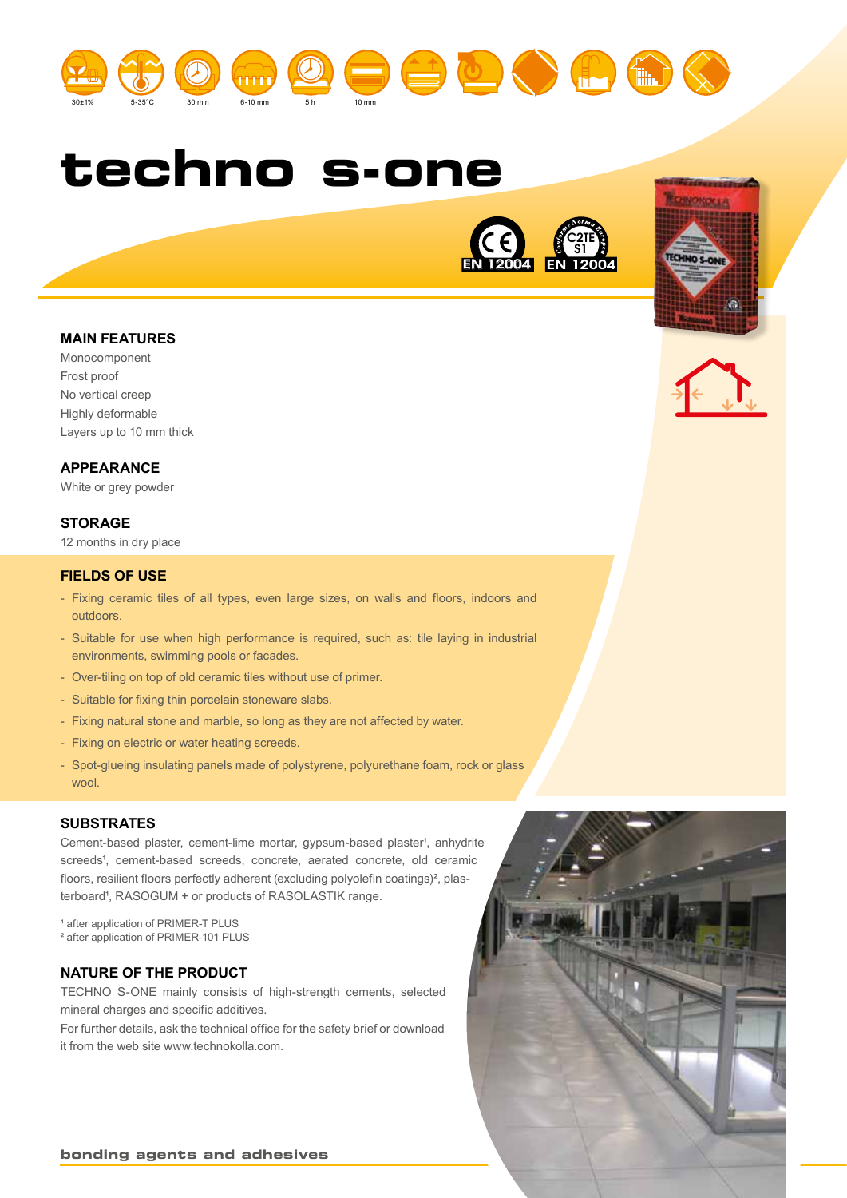30±1%

5-35°C

30 min

6-10 mm

5 h

10 mm

# techno s-one

EN 12004 EN 12004

C2TE S1

## MAIN FEATURES

Monocomponent
Frost proof
No vertical creep
Highly deformable
Layers up to 10 mm thick

## APPEARANCE

White or grey powder

## STORAGE

12 months in dry place

## FIELDS OF USE

- Fixing ceramic tiles of all types, even large sizes, on walls and floors, indoors and outdoors.
- Suitable for use when high performance is required, such as: tile laying in industrial environments, swimming pools or facades.
- Over-tiling on top of old ceramic tiles without use of primer.
- Suitable for fixing thin porcelain stoneware slabs.
- Fixing natural stone and marble, so long as they are not affected by water.
- Fixing on electric or water heating screeds.
- Spot-glueing insulating panels made of polystyrene, polyurethane foam, rock or glass wool.

## SUBSTRATES

Cement-based plaster, cement-lime mortar, gypsum-based plaster[1], anhydrite screeds[1], cement-based screeds, concrete, aerated concrete, old ceramic floors, resilient floors perfectly adherent (excluding polyolefin coatings)[2], plasterboard[1], RASOGUM + or products of RASOLASTIK range.

[1] after application of PRIMER-T PLUS
[2] after application of PRIMER-101 PLUS

## NATURE OF THE PRODUCT

TECHNO S-ONE mainly consists of high-strength cements, selected mineral charges and specific additives.
For further details, ask the technical office for the safety brief or download it from the web site www.technokolla.com.

bonding agents and adhesives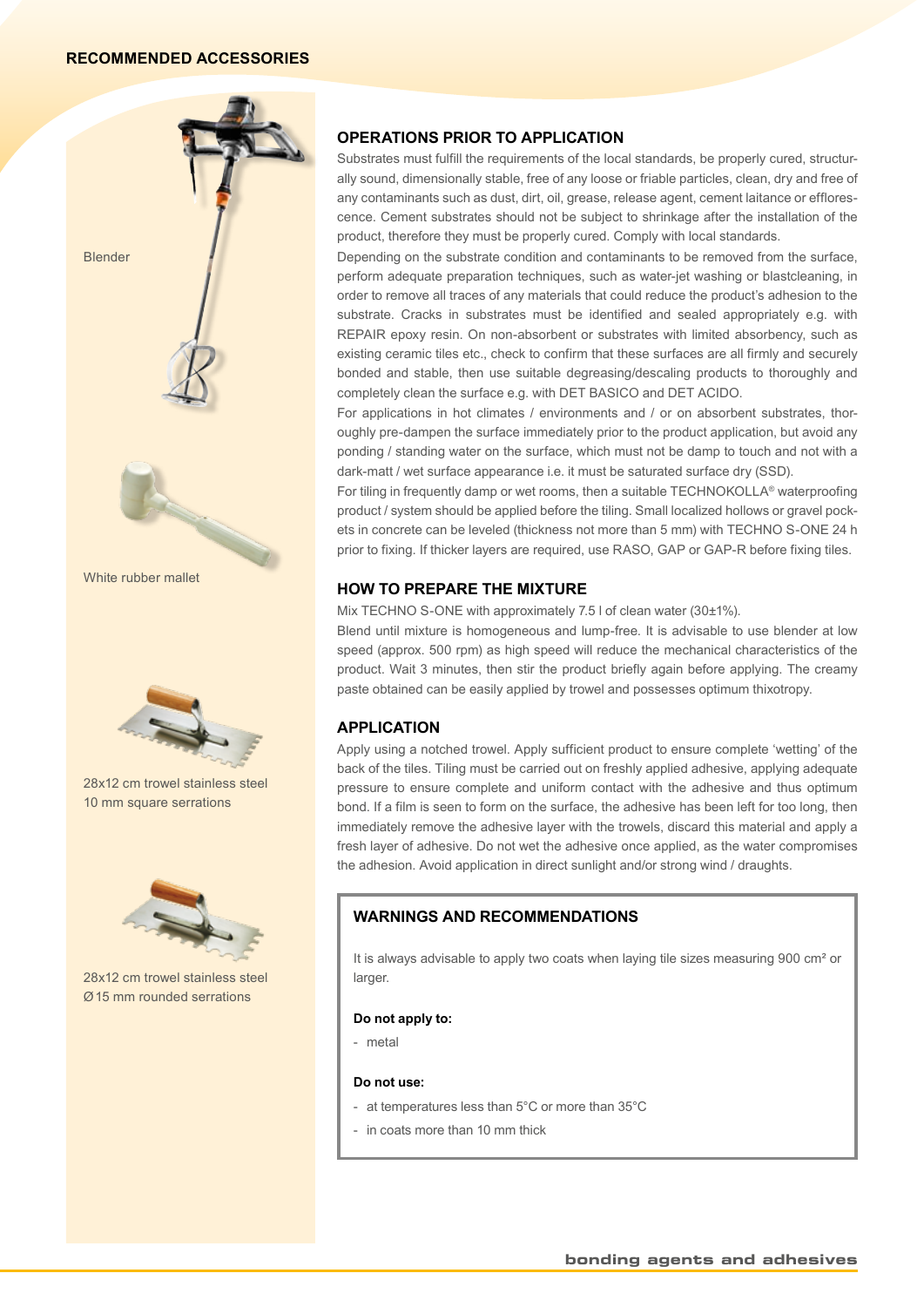## RECOMMENDED ACCESSORIES

Blender

White rubber mallet

28x12 cm trowel stainless steel 10 mm square serrations

28x12 cm trowel stainless steel Ø 15 mm rounded serrations

## OPERATIONS PRIOR TO APPLICATION

Substrates must fulfill the requirements of the local standards, be properly cured, structurally sound, dimensionally stable, free of any loose or friable particles, clean, dry and free of any contaminants such as dust, dirt, oil, grease, release agent, cement laitance or efflorescence. Cement substrates should not be subject to shrinkage after the installation of the product, therefore they must be properly cured. Comply with local standards.

Depending on the substrate condition and contaminants to be removed from the surface, perform adequate preparation techniques, such as water-jet washing or blastcleaning, in order to remove all traces of any materials that could reduce the product's adhesion to the substrate. Cracks in substrates must be identified and sealed appropriately e.g. with REPAIR epoxy resin. On non-absorbent or substrates with limited absorbency, such as existing ceramic tiles etc., check to confirm that these surfaces are all firmly and securely bonded and stable, then use suitable degreasing/descaling products to thoroughly and completely clean the surface e.g. with DET BASICO and DET ACIDO.

For applications in hot climates / environments and / or on absorbent substrates, thoroughly pre-dampen the surface immediately prior to the product application, but avoid any ponding / standing water on the surface, which must not be damp to touch and not with a dark-matt / wet surface appearance i.e. it must be saturated surface dry (SSD).

For tiling in frequently damp or wet rooms, then a suitable TECHNOKOLLA® waterproofing product / system should be applied before the tiling. Small localized hollows or gravel pockets in concrete can be leveled (thickness not more than 5 mm) with TECHNO S-ONE 24 h prior to fixing. If thicker layers are required, use RASO, GAP or GAP-R before fixing tiles.

## HOW TO PREPARE THE MIXTURE

Mix TECHNO S-ONE with approximately 7.5 l of clean water (30±1%).

Blend until mixture is homogeneous and lump-free. It is advisable to use blender at low speed (approx. 500 rpm) as high speed will reduce the mechanical characteristics of the product. Wait 3 minutes, then stir the product briefly again before applying. The creamy paste obtained can be easily applied by trowel and possesses optimum thixotropy.

## APPLICATION

Apply using a notched trowel. Apply sufficient product to ensure complete 'wetting' of the back of the tiles. Tiling must be carried out on freshly applied adhesive, applying adequate pressure to ensure complete and uniform contact with the adhesive and thus optimum bond. If a film is seen to form on the surface, the adhesive has been left for too long, then immediately remove the adhesive layer with the trowels, discard this material and apply a fresh layer of adhesive. Do not wet the adhesive once applied, as the water compromises the adhesion. Avoid application in direct sunlight and/or strong wind / draughts.

## WARNINGS AND RECOMMENDATIONS

It is always advisable to apply two coats when laying tile sizes measuring 900 cm² or larger.

**Do not apply to:**

- metal

**Do not use:**

- at temperatures less than 5°C or more than 35°C
- in coats more than 10 mm thick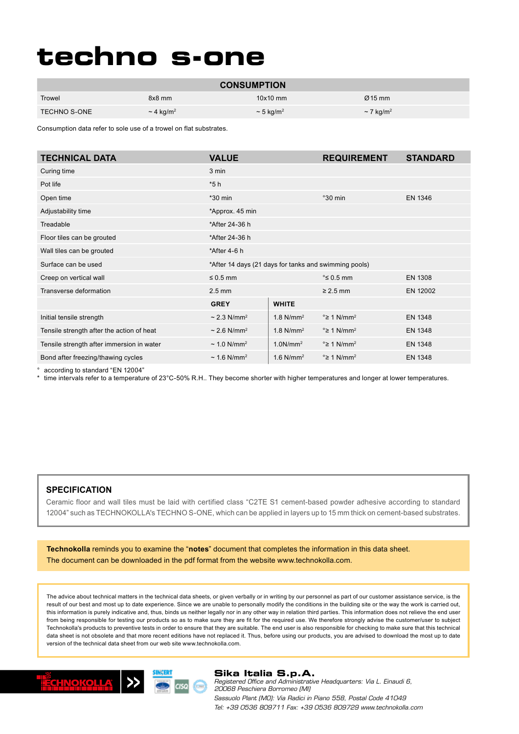# techno s-one

| CONSUMPTION | | | |
|---|---|---|---|
| Trowel | 8x8 mm | 10x10 mm | Ø15 mm |
| TECHNO S-ONE | ~ 4 kg/m² | ~ 5 kg/m² | ~ 7 kg/m² |

Consumption data refer to sole use of a trowel on flat substrates.

| TECHNICAL DATA | VALUE | | REQUIREMENT | STANDARD |
|---|---|---|---|---|
| Curing time | 3 min | | | |
| Pot life | *5 h | | | |
| Open time | *30 min | | °30 min | EN 1346 |
| Adjustability time | *Approx. 45 min | | | |
| Treadable | *After 24-36 h | | | |
| Floor tiles can be grouted | *After 24-36 h | | | |
| Wall tiles can be grouted | *After 4-6 h | | | |
| Surface can be used | *After 14 days (21 days for tanks and swimming pools) | | | |
| Creep on vertical wall | ≤ 0.5 mm | | °≤ 0.5 mm | EN 1308 |
| Transverse deformation | 2.5 mm | | ≥ 2.5 mm | EN 12002 |
| | **GREY** | **WHITE** | | |
| Initial tensile strength | ~ 2.3 N/mm² | 1.8 N/mm² | °≥ 1 N/mm² | EN 1348 |
| Tensile strength after the action of heat | ~ 2.6 N/mm² | 1.8 N/mm² | °≥ 1 N/mm² | EN 1348 |
| Tensile strength after immersion in water | ~ 1.0 N/mm² | 1.0N/mm² | °≥ 1 N/mm² | EN 1348 |
| Bond after freezing/thawing cycles | ~ 1.6 N/mm² | 1.6 N/mm² | °≥ 1 N/mm² | EN 1348 |

° according to standard "EN 12004"
* time intervals refer to a temperature of 23°C-50% R.H.. They become shorter with higher temperatures and longer at lower temperatures.

## SPECIFICATION

Ceramic floor and wall tiles must be laid with certified class "C2TE S1 cement-based powder adhesive according to standard 12004" such as TECHNOKOLLA's TECHNO S-ONE, which can be applied in layers up to 15 mm thick on cement-based substrates.

**Technokolla** reminds you to examine the "**notes**" document that completes the information in this data sheet.
The document can be downloaded in the pdf format from the website www.technokolla.com.

The advice about technical matters in the technical data sheets, or given verbally or in writing by our personnel as part of our customer assistance service, is the result of our best and most up to date experience. Since we are unable to personally modify the conditions in the building site or the way the work is carried out, this information is purely indicative and, thus, binds us neither legally nor in any other way in relation third parties. This information does not relieve the end user from being responsible for testing our products so as to make sure they are fit for the required use. We therefore strongly advise the customer/user to subject Technokolla's products to preventive tests in order to ensure that they are suitable. The end user is also responsible for checking to make sure that this technical data sheet is not obsolete and that more recent editions have not replaced it. Thus, before using our products, you are advised to download the most up to date version of the technical data sheet from our web site www.technokolla.com.

**Sika Italia S.p.A.**
*Registered Office and Administrative Headquarters: Via L. Einaudi 6, 20068 Peschiera Borromeo (MI)*
*Sassuolo Plant (MO): Via Radici in Piano 558, Postal Code 41049*
*Tel: +39 0536 809711 Fax: +39 0536 809729 www.technokolla.com*